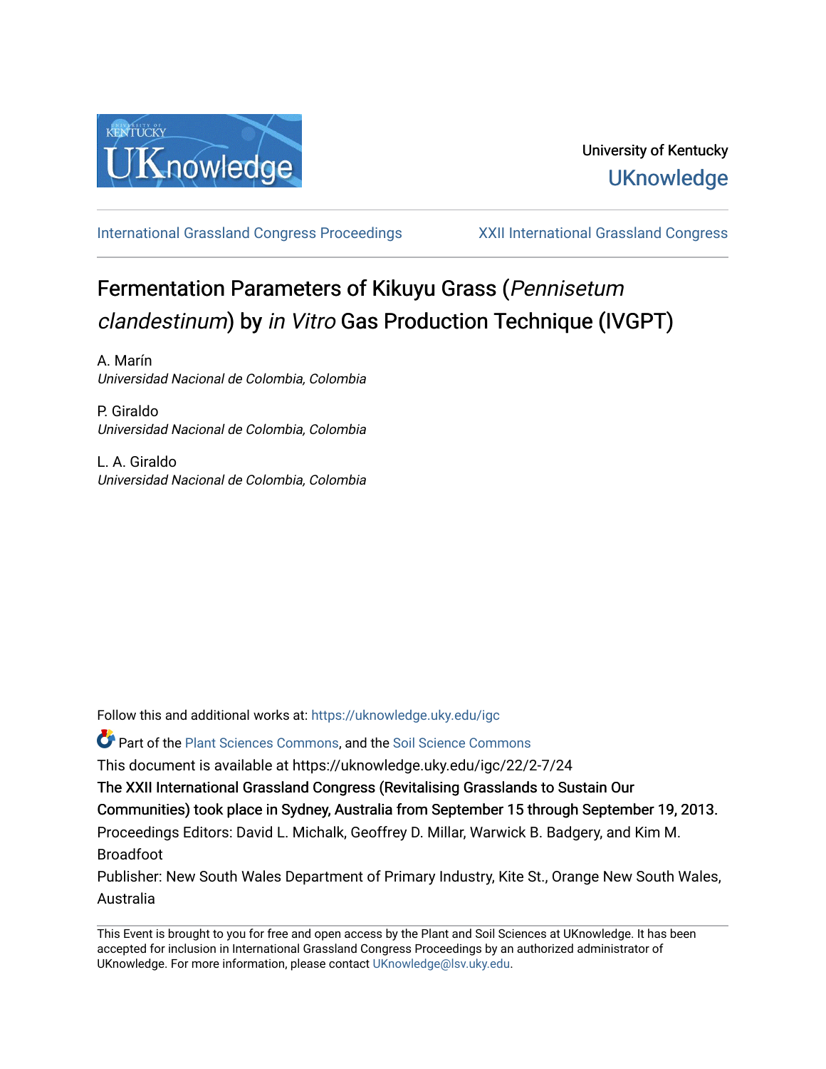University of Kentucky

UKnowledge

International Grassland Congress Proceedings

XXII International Grassland Congress

# Fermentation Parameters of Kikuyu Grass (*Pennisetum clandestinum*) by *in Vitro* Gas Production Technique (IVGPT)

A. Marín
*Universidad Nacional de Colombia, Colombia*

P. Giraldo
*Universidad Nacional de Colombia, Colombia*

L. A. Giraldo
*Universidad Nacional de Colombia, Colombia*

Follow this and additional works at: https://uknowledge.uky.edu/igc

Part of the Plant Sciences Commons, and the Soil Science Commons

This document is available at https://uknowledge.uky.edu/igc/22/2-7/24

The XXII International Grassland Congress (Revitalising Grasslands to Sustain Our Communities) took place in Sydney, Australia from September 15 through September 19, 2013.

Proceedings Editors: David L. Michalk, Geoffrey D. Millar, Warwick B. Badgery, and Kim M. Broadfoot

Publisher: New South Wales Department of Primary Industry, Kite St., Orange New South Wales, Australia

This Event is brought to you for free and open access by the Plant and Soil Sciences at UKnowledge. It has been accepted for inclusion in International Grassland Congress Proceedings by an authorized administrator of UKnowledge. For more information, please contact UKnowledge@lsv.uky.edu.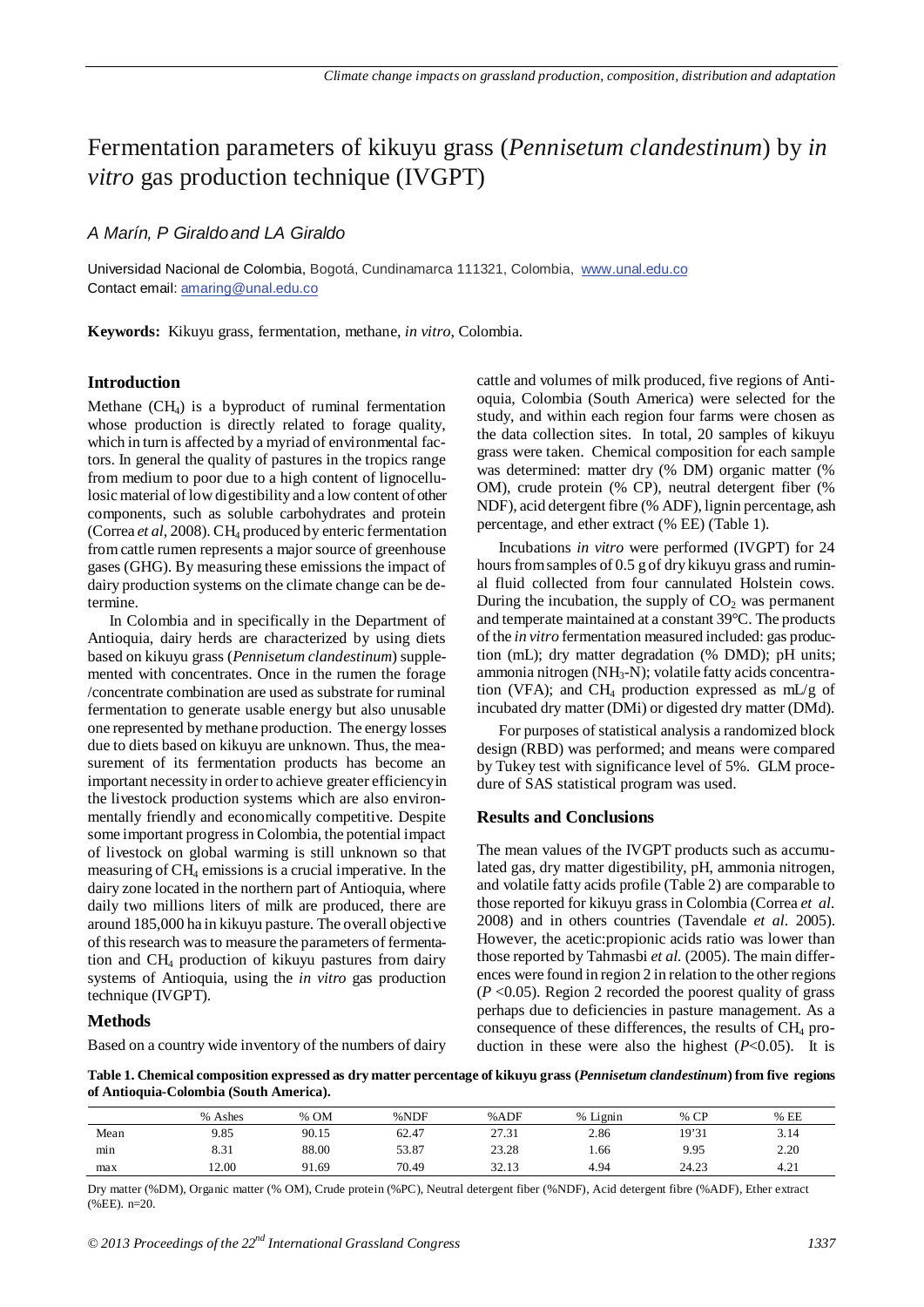# Fermentation parameters of kikuyu grass (*Pennisetum clandestinum*) by *in vitro* gas production technique (IVGPT)

*A Marín, P Giraldo and LA Giraldo*

Universidad Nacional de Colombia, Bogotá, Cundinamarca 111321, Colombia, www.unal.edu.co
Contact email: amaring@unal.edu.co

**Keywords:** Kikuyu grass, fermentation, methane, *in vitro*, Colombia.

## Introduction

Methane ($CH_4$) is a byproduct of ruminal fermentation whose production is directly related to forage quality, which in turn is affected by a myriad of environmental factors. In general the quality of pastures in the tropics range from medium to poor due to a high content of lignocellulosic material of low digestibility and a low content of other components, such as soluble carbohydrates and protein (Correa *et al*, 2008). $CH_4$ produced by enteric fermentation from cattle rumen represents a major source of greenhouse gases (GHG). By measuring these emissions the impact of dairy production systems on the climate change can be determine.

In Colombia and in specifically in the Department of Antioquia, dairy herds are characterized by using diets based on kikuyu grass (*Pennisetum clandestinum*) supplemented with concentrates. Once in the rumen the forage /concentrate combination are used as substrate for ruminal fermentation to generate usable energy but also unusable one represented by methane production. The energy losses due to diets based on kikuyu are unknown. Thus, the measurement of its fermentation products has become an important necessity in order to achieve greater efficiency in the livestock production systems which are also environmentally friendly and economically competitive. Despite some important progress in Colombia, the potential impact of livestock on global warming is still unknown so that measuring of $CH_4$ emissions is a crucial imperative. In the dairy zone located in the northern part of Antioquia, where daily two millions liters of milk are produced, there are around 185,000 ha in kikuyu pasture. The overall objective of this research was to measure the parameters of fermentation and $CH_4$ production of kikuyu pastures from dairy systems of Antioquia, using the *in vitro* gas production technique (IVGPT).

## Methods

Based on a country wide inventory of the numbers of dairy cattle and volumes of milk produced, five regions of Antioquia, Colombia (South America) were selected for the study, and within each region four farms were chosen as the data collection sites. In total, 20 samples of kikuyu grass were taken. Chemical composition for each sample was determined: matter dry (% DM) organic matter (% OM), crude protein (% CP), neutral detergent fiber (% NDF), acid detergent fibre (% ADF), lignin percentage, ash percentage, and ether extract (% EE) (Table 1).

Incubations *in vitro* were performed (IVGPT) for 24 hours from samples of 0.5 g of dry kikuyu grass and ruminal fluid collected from four cannulated Holstein cows. During the incubation, the supply of $CO_2$ was permanent and temperate maintained at a constant 39°C. The products of the *in vitro* fermentation measured included: gas production (mL); dry matter degradation (% DMD); pH units; ammonia nitrogen ($NH_3$-N); volatile fatty acids concentration (VFA); and $CH_4$ production expressed as mL/g of incubated dry matter (DMi) or digested dry matter (DMd).

For purposes of statistical analysis a randomized block design (RBD) was performed; and means were compared by Tukey test with significance level of 5%. GLM procedure of SAS statistical program was used.

## Results and Conclusions

The mean values of the IVGPT products such as accumulated gas, dry matter digestibility, pH, ammonia nitrogen, and volatile fatty acids profile (Table 2) are comparable to those reported for kikuyu grass in Colombia (Correa *et al*. 2008) and in others countries (Tavendale *et al*. 2005). However, the acetic:propionic acids ratio was lower than those reported by Tahmasbi *et al*. (2005). The main differences were found in region 2 in relation to the other regions ($P$ <0.05). Region 2 recorded the poorest quality of grass perhaps due to deficiencies in pasture management. As a consequence of these differences, the results of $CH_4$ production in these were also the highest ($P$<0.05). It is

**Table 1. Chemical composition expressed as dry matter percentage of kikuyu grass (*Pennisetum clandestinum*) from five regions of Antioquia-Colombia (South America).**

| | % Ashes | % OM | %NDF | %ADF | % Lignin | % CP | % EE |
|---|---|---|---|---|---|---|---|
| Mean | 9.85 | 90.15 | 62.47 | 27.31 | 2.86 | 19'31 | 3.14 |
| min | 8.31 | 88.00 | 53.87 | 23.28 | 1.66 | 9.95 | 2.20 |
| max | 12.00 | 91.69 | 70.49 | 32.13 | 4.94 | 24.23 | 4.21 |

Dry matter (%DM), Organic matter (% OM), Crude protein (%PC), Neutral detergent fiber (%NDF), Acid detergent fibre (%ADF), Ether extract (%EE). n=20.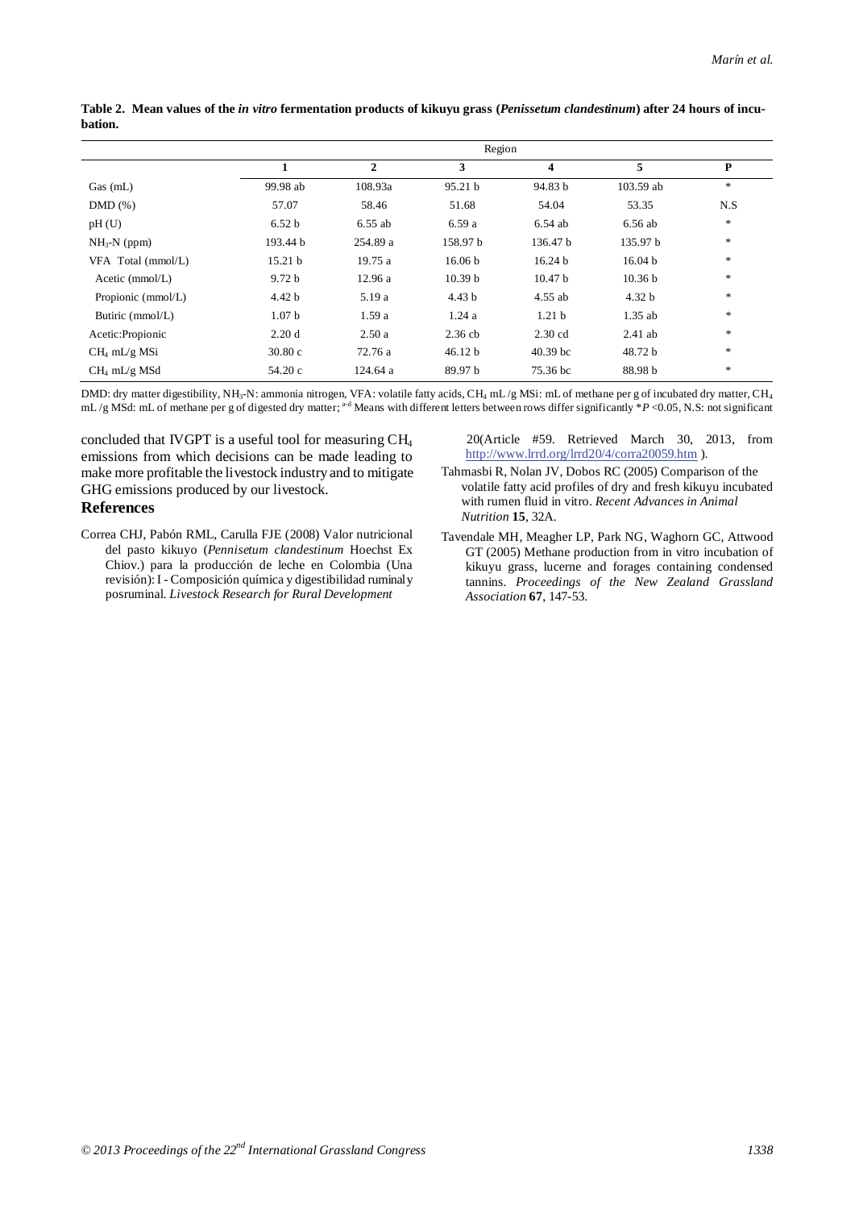**Table 2. Mean values of the *in vitro* fermentation products of kikuyu grass (*Penissetum clandestinum*) after 24 hours of incubation.**

| | Region | | | | | |
|---|---|---|---|---|---|---|
| | **1** | **2** | **3** | **4** | **5** | **P** |
| Gas (mL) | 99.98 ab | 108.93a | 95.21 b | 94.83 b | 103.59 ab | * |
| DMD (%) | 57.07 | 58.46 | 51.68 | 54.04 | 53.35 | N.S |
| pH (U) | 6.52 b | 6.55 ab | 6.59 a | 6.54 ab | 6.56 ab | * |
| $NH_3$-N (ppm) | 193.44 b | 254.89 a | 158.97 b | 136.47 b | 135.97 b | * |
| VFA Total (mmol/L) | 15.21 b | 19.75 a | 16.06 b | 16.24 b | 16.04 b | * |
| Acetic (mmol/L) | 9.72 b | 12.96 a | 10.39 b | 10.47 b | 10.36 b | * |
| Propionic (mmol/L) | 4.42 b | 5.19 a | 4.43 b | 4.55 ab | 4.32 b | * |
| Butiric (mmol/L) | 1.07 b | 1.59 a | 1.24 a | 1.21 b | 1.35 ab | * |
| Acetic:Propionic | 2.20 d | 2.50 a | 2.36 cb | 2.30 cd | 2.41 ab | * |
| $CH_4$ mL/g MSi | 30.80 c | 72.76 a | 46.12 b | 40.39 bc | 48.72 b | * |
| $CH_4$ mL/g MSd | 54.20 c | 124.64 a | 89.97 b | 75.36 bc | 88.98 b | * |

DMD: dry matter digestibility, $NH_3$-N: ammonia nitrogen, VFA: volatile fatty acids, $CH_4$ mL /g MSi: mL of methane per g of incubated dry matter, $CH_4$ mL /g MSd: mL of methane per g of digested dry matter; [a-d] Means with different letters between rows differ significantly *$P$ <0.05, N.S: not significant

concluded that IVGPT is a useful tool for measuring $CH_4$ emissions from which decisions can be made leading to make more profitable the livestock industry and to mitigate GHG emissions produced by our livestock.

## References

Correa CHJ, Pabón RML, Carulla FJE (2008) Valor nutricional del pasto kikuyo (*Pennisetum clandestinum* Hoechst Ex Chiov.) para la producción de leche en Colombia (Una revisión): I - Composición química y digestibilidad ruminal y posruminal. *Livestock Research for Rural Development* 20(Article #59. Retrieved March 30, 2013, from http://www.lrrd.org/lrrd20/4/corra20059.htm ).

Tahmasbi R, Nolan JV, Dobos RC (2005) Comparison of the volatile fatty acid profiles of dry and fresh kikuyu incubated with rumen fluid in vitro. *Recent Advances in Animal Nutrition* **15**, 32A.

Tavendale MH, Meagher LP, Park NG, Waghorn GC, Attwood GT (2005) Methane production from in vitro incubation of kikuyu grass, lucerne and forages containing condensed tannins. *Proceedings of the New Zealand Grassland Association* **67**, 147-53.